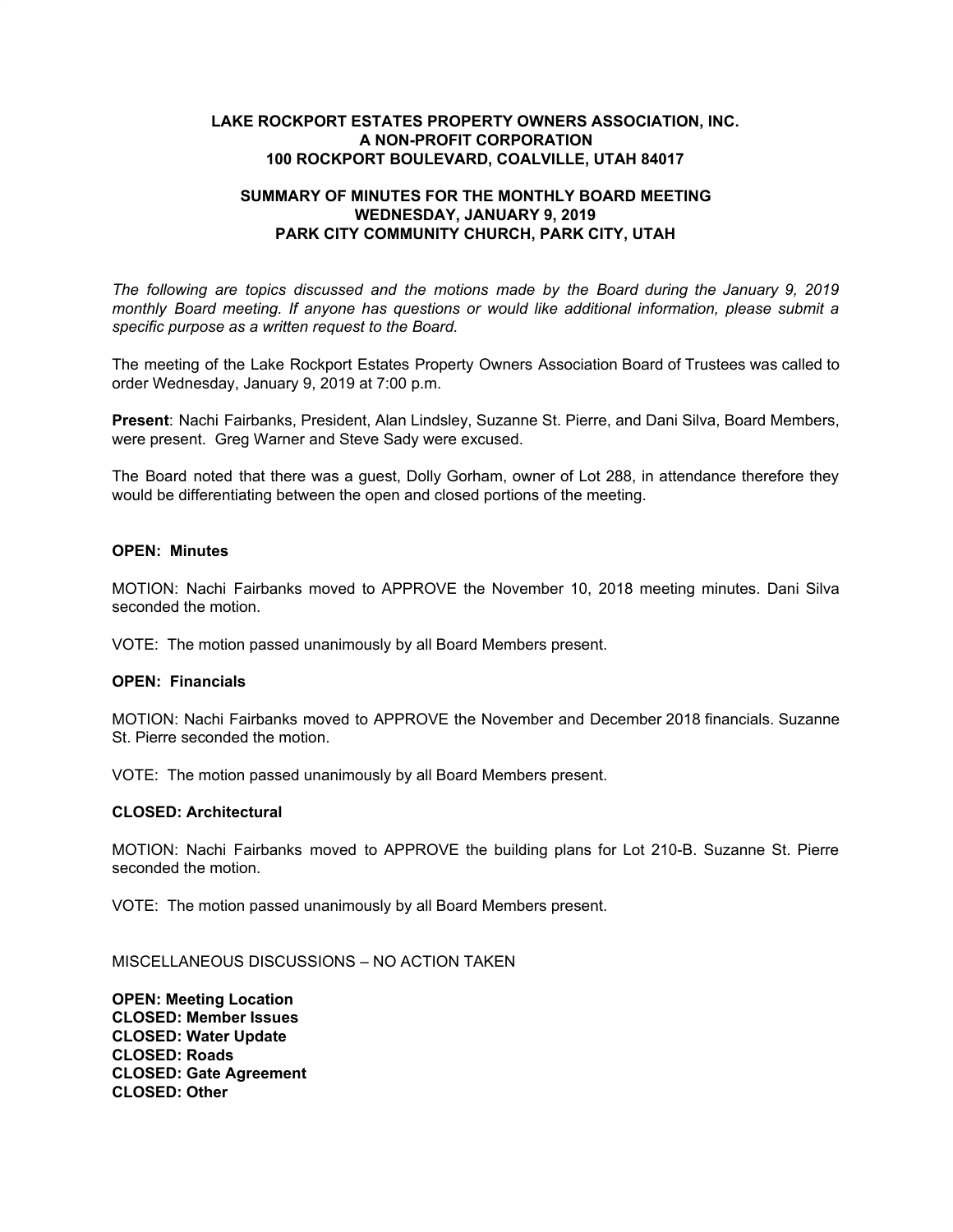**LAKE ROCKPORT ESTATES PROPERTY OWNERS ASSOCIATION, INC.**
**A NON-PROFIT CORPORATION**
**100 ROCKPORT BOULEVARD, COALVILLE, UTAH 84017**

**SUMMARY OF MINUTES FOR THE MONTHLY BOARD MEETING**
**WEDNESDAY, JANUARY 9, 2019**
**PARK CITY COMMUNITY CHURCH, PARK CITY, UTAH**

*The following are topics discussed and the motions made by the Board during the January 9, 2019 monthly Board meeting. If anyone has questions or would like additional information, please submit a specific purpose as a written request to the Board.*

The meeting of the Lake Rockport Estates Property Owners Association Board of Trustees was called to order Wednesday, January 9, 2019 at 7:00 p.m.

**Present**: Nachi Fairbanks, President, Alan Lindsley, Suzanne St. Pierre, and Dani Silva, Board Members, were present. Greg Warner and Steve Sady were excused.

The Board noted that there was a guest, Dolly Gorham, owner of Lot 288, in attendance therefore they would be differentiating between the open and closed portions of the meeting.

**OPEN: Minutes**

MOTION: Nachi Fairbanks moved to APPROVE the November 10, 2018 meeting minutes. Dani Silva seconded the motion.

VOTE: The motion passed unanimously by all Board Members present.

**OPEN: Financials**

MOTION: Nachi Fairbanks moved to APPROVE the November and December 2018 financials. Suzanne St. Pierre seconded the motion.

VOTE: The motion passed unanimously by all Board Members present.

**CLOSED: Architectural**

MOTION: Nachi Fairbanks moved to APPROVE the building plans for Lot 210-B. Suzanne St. Pierre seconded the motion.

VOTE: The motion passed unanimously by all Board Members present.

MISCELLANEOUS DISCUSSIONS – NO ACTION TAKEN

**OPEN: Meeting Location**
**CLOSED: Member Issues**
**CLOSED: Water Update**
**CLOSED: Roads**
**CLOSED: Gate Agreement**
**CLOSED: Other**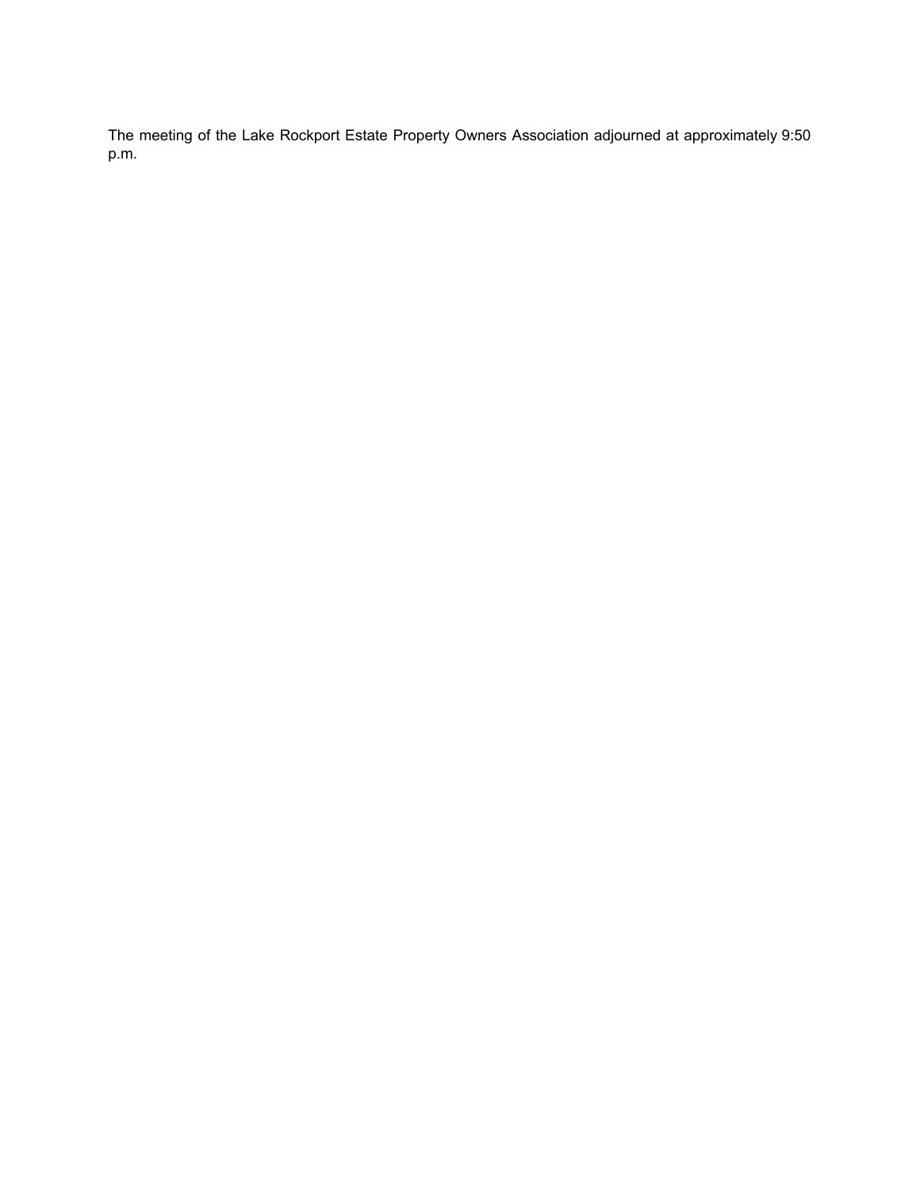The meeting of the Lake Rockport Estate Property Owners Association adjourned at approximately 9:50 p.m.